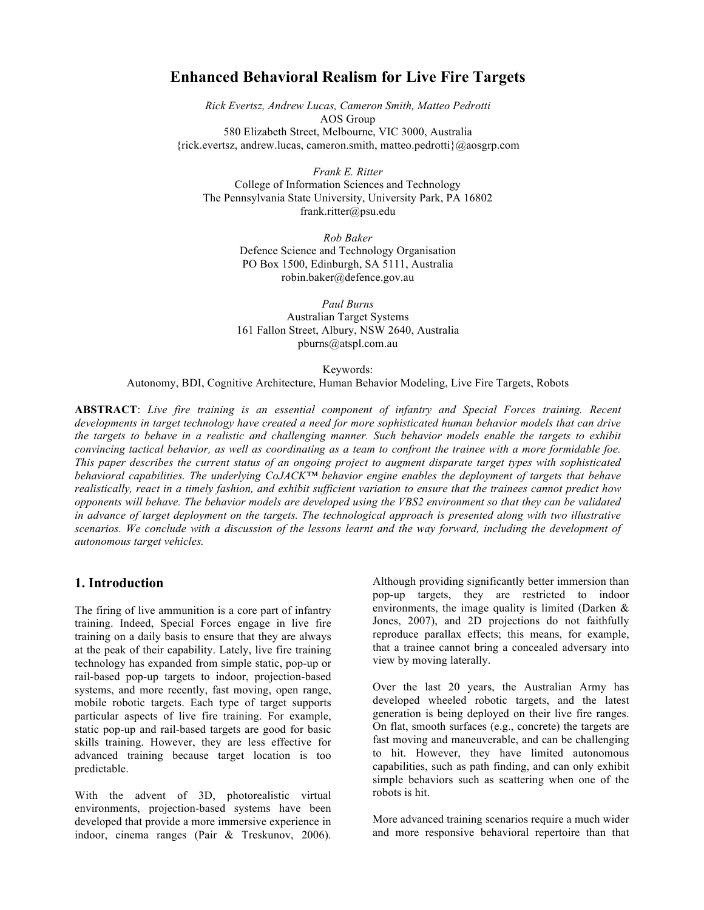# Enhanced Behavioral Realism for Live Fire Targets

*Rick Evertsz, Andrew Lucas, Cameron Smith, Matteo Pedrotti*
AOS Group
580 Elizabeth Street, Melbourne, VIC 3000, Australia
{rick.evertsz, andrew.lucas, cameron.smith, matteo.pedrotti}@aosgrp.com

*Frank E. Ritter*
College of Information Sciences and Technology
The Pennsylvania State University, University Park, PA 16802
frank.ritter@psu.edu

*Rob Baker*
Defence Science and Technology Organisation
PO Box 1500, Edinburgh, SA 5111, Australia
robin.baker@defence.gov.au

*Paul Burns*
Australian Target Systems
161 Fallon Street, Albury, NSW 2640, Australia
pburns@atspl.com.au

Keywords:
Autonomy, BDI, Cognitive Architecture, Human Behavior Modeling, Live Fire Targets, Robots

**ABSTRACT**: *Live fire training is an essential component of infantry and Special Forces training. Recent developments in target technology have created a need for more sophisticated human behavior models that can drive the targets to behave in a realistic and challenging manner. Such behavior models enable the targets to exhibit convincing tactical behavior, as well as coordinating as a team to confront the trainee with a more formidable foe. This paper describes the current status of an ongoing project to augment disparate target types with sophisticated behavioral capabilities. The underlying CoJACK™ behavior engine enables the deployment of targets that behave realistically, react in a timely fashion, and exhibit sufficient variation to ensure that the trainees cannot predict how opponents will behave. The behavior models are developed using the VBS2 environment so that they can be validated in advance of target deployment on the targets. The technological approach is presented along with two illustrative scenarios. We conclude with a discussion of the lessons learnt and the way forward, including the development of autonomous target vehicles.*

## 1. Introduction

The firing of live ammunition is a core part of infantry training. Indeed, Special Forces engage in live fire training on a daily basis to ensure that they are always at the peak of their capability. Lately, live fire training technology has expanded from simple static, pop-up or rail-based pop-up targets to indoor, projection-based systems, and more recently, fast moving, open range, mobile robotic targets. Each type of target supports particular aspects of live fire training. For example, static pop-up and rail-based targets are good for basic skills training. However, they are less effective for advanced training because target location is too predictable.

With the advent of 3D, photorealistic virtual environments, projection-based systems have been developed that provide a more immersive experience in indoor, cinema ranges (Pair & Treskunov, 2006). Although providing significantly better immersion than pop-up targets, they are restricted to indoor environments, the image quality is limited (Darken & Jones, 2007), and 2D projections do not faithfully reproduce parallax effects; this means, for example, that a trainee cannot bring a concealed adversary into view by moving laterally.

Over the last 20 years, the Australian Army has developed wheeled robotic targets, and the latest generation is being deployed on their live fire ranges. On flat, smooth surfaces (e.g., concrete) the targets are fast moving and maneuverable, and can be challenging to hit. However, they have limited autonomous capabilities, such as path finding, and can only exhibit simple behaviors such as scattering when one of the robots is hit.

More advanced training scenarios require a much wider and more responsive behavioral repertoire than that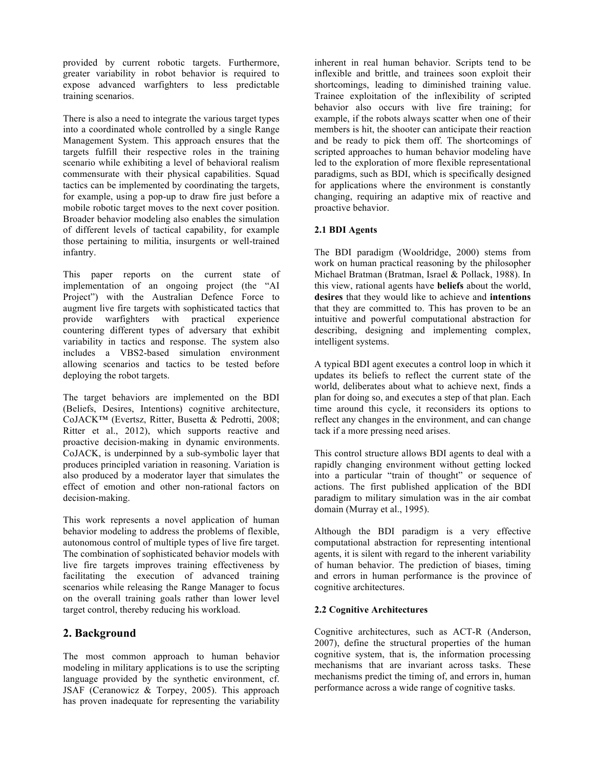provided by current robotic targets. Furthermore, greater variability in robot behavior is required to expose advanced warfighters to less predictable training scenarios.

There is also a need to integrate the various target types into a coordinated whole controlled by a single Range Management System. This approach ensures that the targets fulfill their respective roles in the training scenario while exhibiting a level of behavioral realism commensurate with their physical capabilities. Squad tactics can be implemented by coordinating the targets, for example, using a pop-up to draw fire just before a mobile robotic target moves to the next cover position. Broader behavior modeling also enables the simulation of different levels of tactical capability, for example those pertaining to militia, insurgents or well-trained infantry.

This paper reports on the current state of implementation of an ongoing project (the "AI Project") with the Australian Defence Force to augment live fire targets with sophisticated tactics that provide warfighters with practical experience countering different types of adversary that exhibit variability in tactics and response. The system also includes a VBS2-based simulation environment allowing scenarios and tactics to be tested before deploying the robot targets.

The target behaviors are implemented on the BDI (Beliefs, Desires, Intentions) cognitive architecture, CoJACK™ (Evertsz, Ritter, Busetta & Pedrotti, 2008; Ritter et al., 2012), which supports reactive and proactive decision-making in dynamic environments. CoJACK, is underpinned by a sub-symbolic layer that produces principled variation in reasoning. Variation is also produced by a moderator layer that simulates the effect of emotion and other non-rational factors on decision-making.

This work represents a novel application of human behavior modeling to address the problems of flexible, autonomous control of multiple types of live fire target. The combination of sophisticated behavior models with live fire targets improves training effectiveness by facilitating the execution of advanced training scenarios while releasing the Range Manager to focus on the overall training goals rather than lower level target control, thereby reducing his workload.

## 2. Background

The most common approach to human behavior modeling in military applications is to use the scripting language provided by the synthetic environment, cf. JSAF (Ceranowicz & Torpey, 2005). This approach has proven inadequate for representing the variability inherent in real human behavior. Scripts tend to be inflexible and brittle, and trainees soon exploit their shortcomings, leading to diminished training value. Trainee exploitation of the inflexibility of scripted behavior also occurs with live fire training; for example, if the robots always scatter when one of their members is hit, the shooter can anticipate their reaction and be ready to pick them off. The shortcomings of scripted approaches to human behavior modeling have led to the exploration of more flexible representational paradigms, such as BDI, which is specifically designed for applications where the environment is constantly changing, requiring an adaptive mix of reactive and proactive behavior.

### 2.1 BDI Agents

The BDI paradigm (Wooldridge, 2000) stems from work on human practical reasoning by the philosopher Michael Bratman (Bratman, Israel & Pollack, 1988). In this view, rational agents have **beliefs** about the world, **desires** that they would like to achieve and **intentions** that they are committed to. This has proven to be an intuitive and powerful computational abstraction for describing, designing and implementing complex, intelligent systems.

A typical BDI agent executes a control loop in which it updates its beliefs to reflect the current state of the world, deliberates about what to achieve next, finds a plan for doing so, and executes a step of that plan. Each time around this cycle, it reconsiders its options to reflect any changes in the environment, and can change tack if a more pressing need arises.

This control structure allows BDI agents to deal with a rapidly changing environment without getting locked into a particular "train of thought" or sequence of actions. The first published application of the BDI paradigm to military simulation was in the air combat domain (Murray et al., 1995).

Although the BDI paradigm is a very effective computational abstraction for representing intentional agents, it is silent with regard to the inherent variability of human behavior. The prediction of biases, timing and errors in human performance is the province of cognitive architectures.

### 2.2 Cognitive Architectures

Cognitive architectures, such as ACT-R (Anderson, 2007), define the structural properties of the human cognitive system, that is, the information processing mechanisms that are invariant across tasks. These mechanisms predict the timing of, and errors in, human performance across a wide range of cognitive tasks.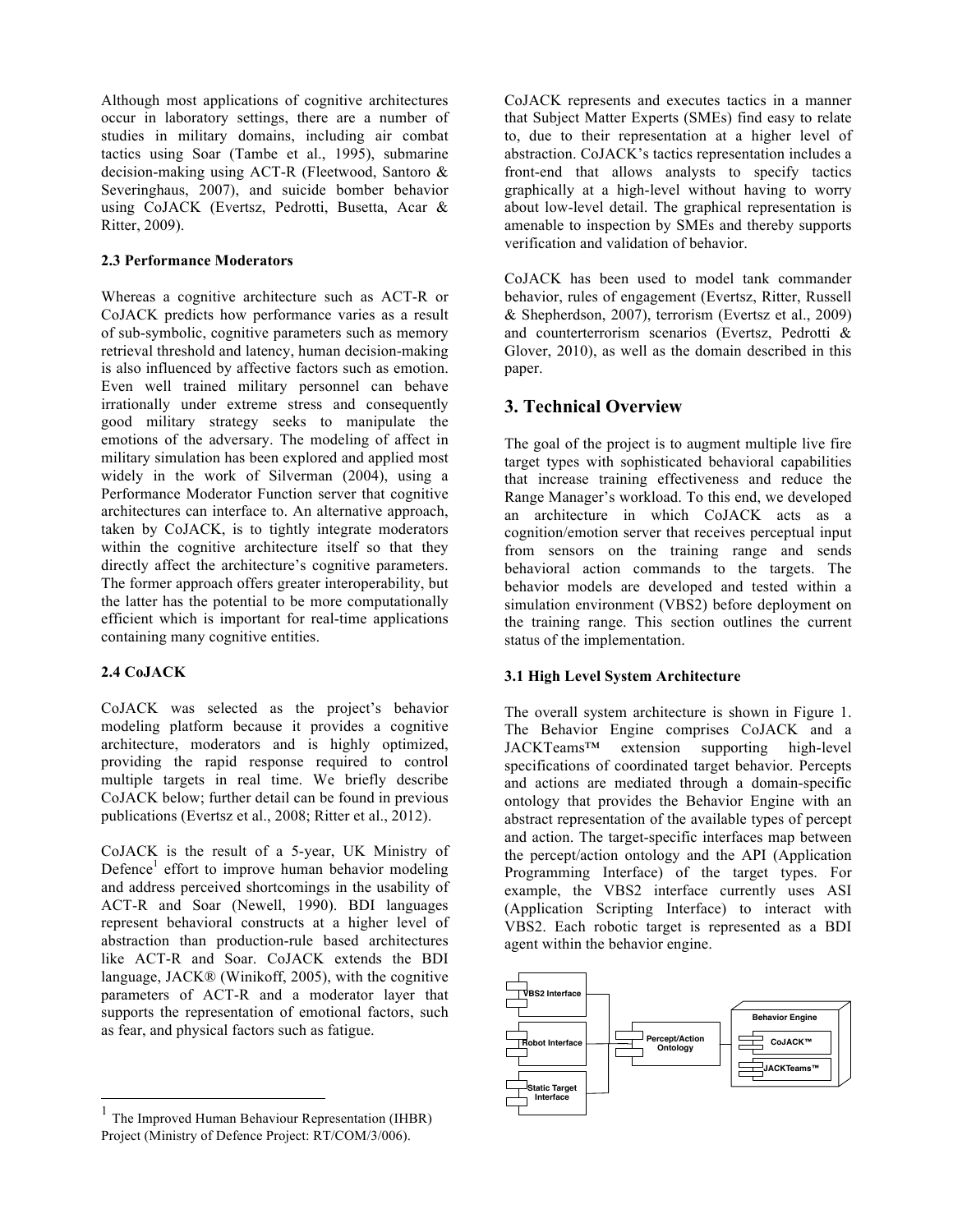Although most applications of cognitive architectures occur in laboratory settings, there are a number of studies in military domains, including air combat tactics using Soar (Tambe et al., 1995), submarine decision-making using ACT-R (Fleetwood, Santoro & Severinghaus, 2007), and suicide bomber behavior using CoJACK (Evertsz, Pedrotti, Busetta, Acar & Ritter, 2009).

### 2.3 Performance Moderators

Whereas a cognitive architecture such as ACT-R or CoJACK predicts how performance varies as a result of sub-symbolic, cognitive parameters such as memory retrieval threshold and latency, human decision-making is also influenced by affective factors such as emotion. Even well trained military personnel can behave irrationally under extreme stress and consequently good military strategy seeks to manipulate the emotions of the adversary. The modeling of affect in military simulation has been explored and applied most widely in the work of Silverman (2004), using a Performance Moderator Function server that cognitive architectures can interface to. An alternative approach, taken by CoJACK, is to tightly integrate moderators within the cognitive architecture itself so that they directly affect the architecture's cognitive parameters. The former approach offers greater interoperability, but the latter has the potential to be more computationally efficient which is important for real-time applications containing many cognitive entities.

### 2.4 CoJACK

CoJACK was selected as the project's behavior modeling platform because it provides a cognitive architecture, moderators and is highly optimized, providing the rapid response required to control multiple targets in real time. We briefly describe CoJACK below; further detail can be found in previous publications (Evertsz et al., 2008; Ritter et al., 2012).

CoJACK is the result of a 5-year, UK Ministry of Defence[1] effort to improve human behavior modeling and address perceived shortcomings in the usability of ACT-R and Soar (Newell, 1990). BDI languages represent behavioral constructs at a higher level of abstraction than production-rule based architectures like ACT-R and Soar. CoJACK extends the BDI language, JACK® (Winikoff, 2005), with the cognitive parameters of ACT-R and a moderator layer that supports the representation of emotional factors, such as fear, and physical factors such as fatigue.

[1] The Improved Human Behaviour Representation (IHBR) Project (Ministry of Defence Project: RT/COM/3/006).

CoJACK represents and executes tactics in a manner that Subject Matter Experts (SMEs) find easy to relate to, due to their representation at a higher level of abstraction. CoJACK's tactics representation includes a front-end that allows analysts to specify tactics graphically at a high-level without having to worry about low-level detail. The graphical representation is amenable to inspection by SMEs and thereby supports verification and validation of behavior.

CoJACK has been used to model tank commander behavior, rules of engagement (Evertsz, Ritter, Russell & Shepherdson, 2007), terrorism (Evertsz et al., 2009) and counterterrorism scenarios (Evertsz, Pedrotti & Glover, 2010), as well as the domain described in this paper.

## 3. Technical Overview

The goal of the project is to augment multiple live fire target types with sophisticated behavioral capabilities that increase training effectiveness and reduce the Range Manager's workload. To this end, we developed an architecture in which CoJACK acts as a cognition/emotion server that receives perceptual input from sensors on the training range and sends behavioral action commands to the targets. The behavior models are developed and tested within a simulation environment (VBS2) before deployment on the training range. This section outlines the current status of the implementation.

### 3.1 High Level System Architecture

The overall system architecture is shown in Figure 1. The Behavior Engine comprises CoJACK and a JACKTeams™ extension supporting high-level specifications of coordinated target behavior. Percepts and actions are mediated through a domain-specific ontology that provides the Behavior Engine with an abstract representation of the available types of percept and action. The target-specific interfaces map between the percept/action ontology and the API (Application Programming Interface) of the target types. For example, the VBS2 interface currently uses ASI (Application Scripting Interface) to interact with VBS2. Each robotic target is represented as a BDI agent within the behavior engine.

VBS2 Interface

Robot Interface

Static Target Interface

Percept/Action Ontology

Behavior Engine

CoJACK™

JACKTeams™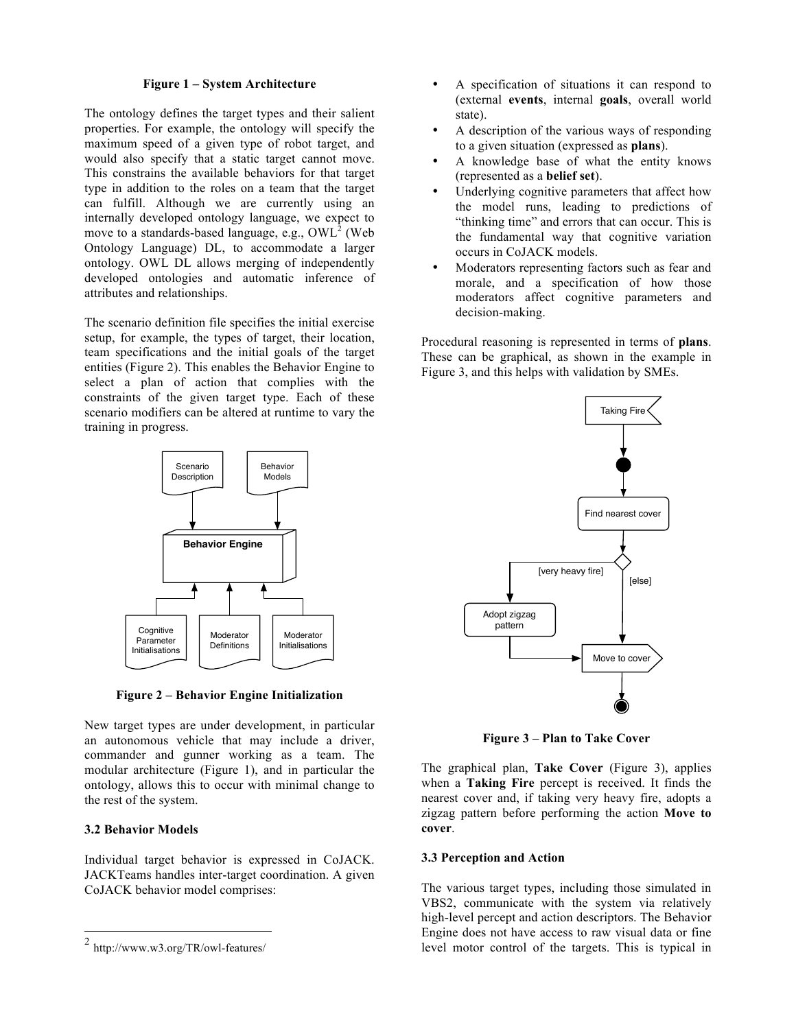**Figure 1 – System Architecture**

The ontology defines the target types and their salient properties. For example, the ontology will specify the maximum speed of a given type of robot target, and would also specify that a static target cannot move. This constrains the available behaviors for that target type in addition to the roles on a team that the target can fulfill. Although we are currently using an internally developed ontology language, we expect to move to a standards-based language, e.g., OWL[2] (Web Ontology Language) DL, to accommodate a larger ontology. OWL DL allows merging of independently developed ontologies and automatic inference of attributes and relationships.

The scenario definition file specifies the initial exercise setup, for example, the types of target, their location, team specifications and the initial goals of the target entities (Figure 2). This enables the Behavior Engine to select a plan of action that complies with the constraints of the given target type. Each of these scenario modifiers can be altered at runtime to vary the training in progress.

**Figure 2 – Behavior Engine Initialization**

New target types are under development, in particular an autonomous vehicle that may include a driver, commander and gunner working as a team. The modular architecture (Figure 1), and in particular the ontology, allows this to occur with minimal change to the rest of the system.

### 3.2 Behavior Models

Individual target behavior is expressed in CoJACK. JACKTeams handles inter-target coordination. A given CoJACK behavior model comprises:

- A specification of situations it can respond to (external **events**, internal **goals**, overall world state).
- A description of the various ways of responding to a given situation (expressed as **plans**).
- A knowledge base of what the entity knows (represented as a **belief set**).
- Underlying cognitive parameters that affect how the model runs, leading to predictions of "thinking time" and errors that can occur. This is the fundamental way that cognitive variation occurs in CoJACK models.
- Moderators representing factors such as fear and morale, and a specification of how those moderators affect cognitive parameters and decision-making.

Procedural reasoning is represented in terms of **plans**. These can be graphical, as shown in the example in Figure 3, and this helps with validation by SMEs.

**Figure 3 – Plan to Take Cover**

The graphical plan, **Take Cover** (Figure 3), applies when a **Taking Fire** percept is received. It finds the nearest cover and, if taking very heavy fire, adopts a zigzag pattern before performing the action **Move to cover**.

### 3.3 Perception and Action

The various target types, including those simulated in VBS2, communicate with the system via relatively high-level percept and action descriptors. The Behavior Engine does not have access to raw visual data or fine level motor control of the targets. This is typical in

[2] http://www.w3.org/TR/owl-features/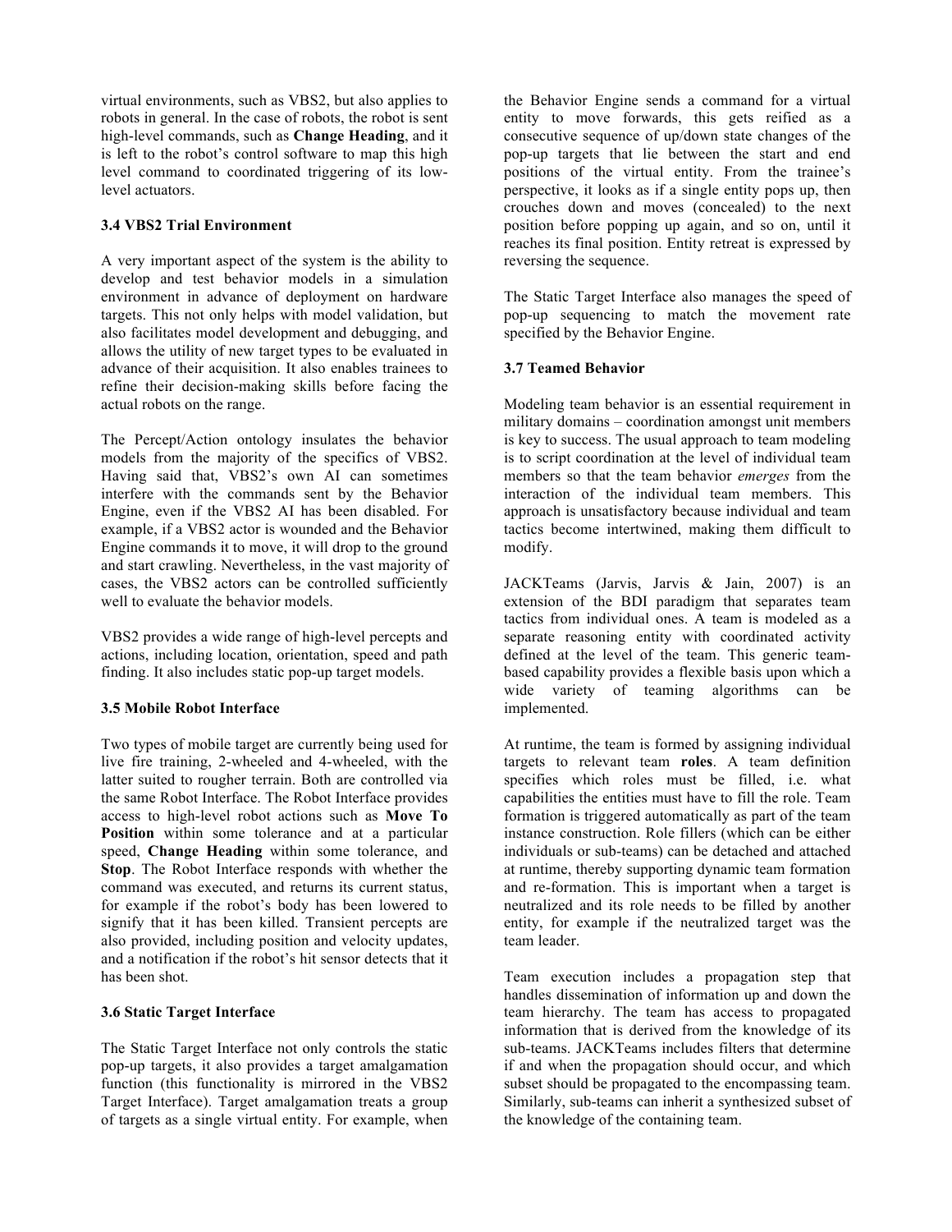virtual environments, such as VBS2, but also applies to robots in general. In the case of robots, the robot is sent high-level commands, such as **Change Heading**, and it is left to the robot's control software to map this high level command to coordinated triggering of its low-level actuators.

### 3.4 VBS2 Trial Environment

A very important aspect of the system is the ability to develop and test behavior models in a simulation environment in advance of deployment on hardware targets. This not only helps with model validation, but also facilitates model development and debugging, and allows the utility of new target types to be evaluated in advance of their acquisition. It also enables trainees to refine their decision-making skills before facing the actual robots on the range.

The Percept/Action ontology insulates the behavior models from the majority of the specifics of VBS2. Having said that, VBS2's own AI can sometimes interfere with the commands sent by the Behavior Engine, even if the VBS2 AI has been disabled. For example, if a VBS2 actor is wounded and the Behavior Engine commands it to move, it will drop to the ground and start crawling. Nevertheless, in the vast majority of cases, the VBS2 actors can be controlled sufficiently well to evaluate the behavior models.

VBS2 provides a wide range of high-level percepts and actions, including location, orientation, speed and path finding. It also includes static pop-up target models.

### 3.5 Mobile Robot Interface

Two types of mobile target are currently being used for live fire training, 2-wheeled and 4-wheeled, with the latter suited to rougher terrain. Both are controlled via the same Robot Interface. The Robot Interface provides access to high-level robot actions such as **Move To Position** within some tolerance and at a particular speed, **Change Heading** within some tolerance, and **Stop**. The Robot Interface responds with whether the command was executed, and returns its current status, for example if the robot's body has been lowered to signify that it has been killed. Transient percepts are also provided, including position and velocity updates, and a notification if the robot's hit sensor detects that it has been shot.

### 3.6 Static Target Interface

The Static Target Interface not only controls the static pop-up targets, it also provides a target amalgamation function (this functionality is mirrored in the VBS2 Target Interface). Target amalgamation treats a group of targets as a single virtual entity. For example, when the Behavior Engine sends a command for a virtual entity to move forwards, this gets reified as a consecutive sequence of up/down state changes of the pop-up targets that lie between the start and end positions of the virtual entity. From the trainee's perspective, it looks as if a single entity pops up, then crouches down and moves (concealed) to the next position before popping up again, and so on, until it reaches its final position. Entity retreat is expressed by reversing the sequence.

The Static Target Interface also manages the speed of pop-up sequencing to match the movement rate specified by the Behavior Engine.

### 3.7 Teamed Behavior

Modeling team behavior is an essential requirement in military domains – coordination amongst unit members is key to success. The usual approach to team modeling is to script coordination at the level of individual team members so that the team behavior *emerges* from the interaction of the individual team members. This approach is unsatisfactory because individual and team tactics become intertwined, making them difficult to modify.

JACKTeams (Jarvis, Jarvis & Jain, 2007) is an extension of the BDI paradigm that separates team tactics from individual ones. A team is modeled as a separate reasoning entity with coordinated activity defined at the level of the team. This generic team-based capability provides a flexible basis upon which a wide variety of teaming algorithms can be implemented.

At runtime, the team is formed by assigning individual targets to relevant team **roles**. A team definition specifies which roles must be filled, i.e. what capabilities the entities must have to fill the role. Team formation is triggered automatically as part of the team instance construction. Role fillers (which can be either individuals or sub-teams) can be detached and attached at runtime, thereby supporting dynamic team formation and re-formation. This is important when a target is neutralized and its role needs to be filled by another entity, for example if the neutralized target was the team leader.

Team execution includes a propagation step that handles dissemination of information up and down the team hierarchy. The team has access to propagated information that is derived from the knowledge of its sub-teams. JACKTeams includes filters that determine if and when the propagation should occur, and which subset should be propagated to the encompassing team. Similarly, sub-teams can inherit a synthesized subset of the knowledge of the containing team.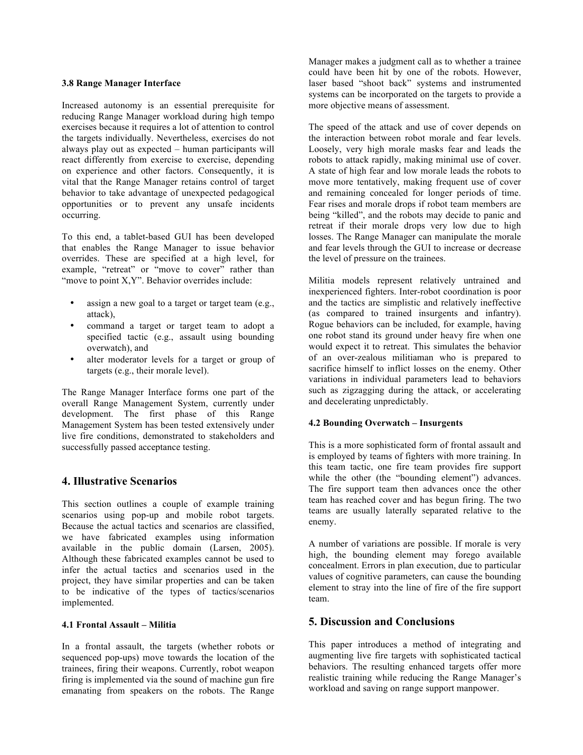### 3.8 Range Manager Interface

Increased autonomy is an essential prerequisite for reducing Range Manager workload during high tempo exercises because it requires a lot of attention to control the targets individually. Nevertheless, exercises do not always play out as expected – human participants will react differently from exercise to exercise, depending on experience and other factors. Consequently, it is vital that the Range Manager retains control of target behavior to take advantage of unexpected pedagogical opportunities or to prevent any unsafe incidents occurring.

To this end, a tablet-based GUI has been developed that enables the Range Manager to issue behavior overrides. These are specified at a high level, for example, "retreat" or "move to cover" rather than "move to point X,Y". Behavior overrides include:

- assign a new goal to a target or target team (e.g., attack),
- command a target or target team to adopt a specified tactic (e.g., assault using bounding overwatch), and
- alter moderator levels for a target or group of targets (e.g., their morale level).

The Range Manager Interface forms one part of the overall Range Management System, currently under development. The first phase of this Range Management System has been tested extensively under live fire conditions, demonstrated to stakeholders and successfully passed acceptance testing.

## 4. Illustrative Scenarios

This section outlines a couple of example training scenarios using pop-up and mobile robot targets. Because the actual tactics and scenarios are classified, we have fabricated examples using information available in the public domain (Larsen, 2005). Although these fabricated examples cannot be used to infer the actual tactics and scenarios used in the project, they have similar properties and can be taken to be indicative of the types of tactics/scenarios implemented.

### 4.1 Frontal Assault – Militia

In a frontal assault, the targets (whether robots or sequenced pop-ups) move towards the location of the trainees, firing their weapons. Currently, robot weapon firing is implemented via the sound of machine gun fire emanating from speakers on the robots. The Range Manager makes a judgment call as to whether a trainee could have been hit by one of the robots. However, laser based "shoot back" systems and instrumented systems can be incorporated on the targets to provide a more objective means of assessment.

The speed of the attack and use of cover depends on the interaction between robot morale and fear levels. Loosely, very high morale masks fear and leads the robots to attack rapidly, making minimal use of cover. A state of high fear and low morale leads the robots to move more tentatively, making frequent use of cover and remaining concealed for longer periods of time. Fear rises and morale drops if robot team members are being "killed", and the robots may decide to panic and retreat if their morale drops very low due to high losses. The Range Manager can manipulate the morale and fear levels through the GUI to increase or decrease the level of pressure on the trainees.

Militia models represent relatively untrained and inexperienced fighters. Inter-robot coordination is poor and the tactics are simplistic and relatively ineffective (as compared to trained insurgents and infantry). Rogue behaviors can be included, for example, having one robot stand its ground under heavy fire when one would expect it to retreat. This simulates the behavior of an over-zealous militiaman who is prepared to sacrifice himself to inflict losses on the enemy. Other variations in individual parameters lead to behaviors such as zigzagging during the attack, or accelerating and decelerating unpredictably.

### 4.2 Bounding Overwatch – Insurgents

This is a more sophisticated form of frontal assault and is employed by teams of fighters with more training. In this team tactic, one fire team provides fire support while the other (the "bounding element") advances. The fire support team then advances once the other team has reached cover and has begun firing. The two teams are usually laterally separated relative to the enemy.

A number of variations are possible. If morale is very high, the bounding element may forego available concealment. Errors in plan execution, due to particular values of cognitive parameters, can cause the bounding element to stray into the line of fire of the fire support team.

## 5. Discussion and Conclusions

This paper introduces a method of integrating and augmenting live fire targets with sophisticated tactical behaviors. The resulting enhanced targets offer more realistic training while reducing the Range Manager's workload and saving on range support manpower.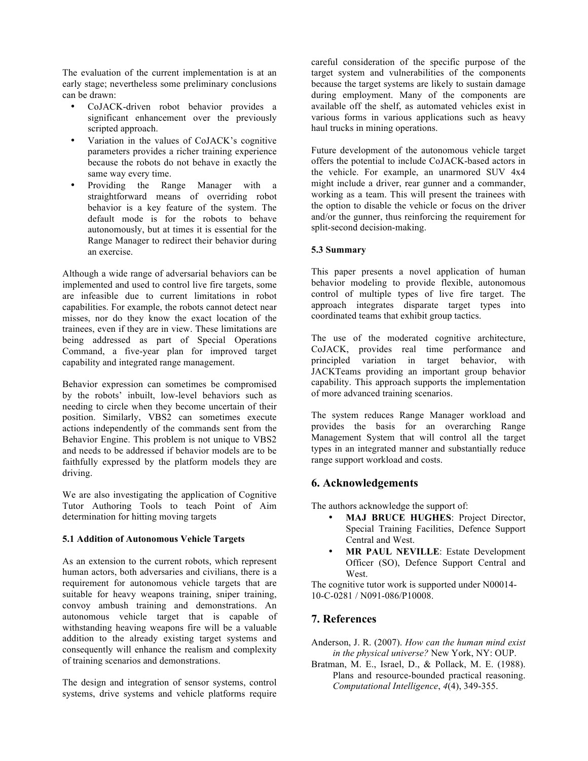The evaluation of the current implementation is at an early stage; nevertheless some preliminary conclusions can be drawn:

- CoJACK-driven robot behavior provides a significant enhancement over the previously scripted approach.
- Variation in the values of CoJACK's cognitive parameters provides a richer training experience because the robots do not behave in exactly the same way every time.
- Providing the Range Manager with a straightforward means of overriding robot behavior is a key feature of the system. The default mode is for the robots to behave autonomously, but at times it is essential for the Range Manager to redirect their behavior during an exercise.

Although a wide range of adversarial behaviors can be implemented and used to control live fire targets, some are infeasible due to current limitations in robot capabilities. For example, the robots cannot detect near misses, nor do they know the exact location of the trainees, even if they are in view. These limitations are being addressed as part of Special Operations Command, a five-year plan for improved target capability and integrated range management.

Behavior expression can sometimes be compromised by the robots' inbuilt, low-level behaviors such as needing to circle when they become uncertain of their position. Similarly, VBS2 can sometimes execute actions independently of the commands sent from the Behavior Engine. This problem is not unique to VBS2 and needs to be addressed if behavior models are to be faithfully expressed by the platform models they are driving.

We are also investigating the application of Cognitive Tutor Authoring Tools to teach Point of Aim determination for hitting moving targets

#### 5.1 Addition of Autonomous Vehicle Targets

As an extension to the current robots, which represent human actors, both adversaries and civilians, there is a requirement for autonomous vehicle targets that are suitable for heavy weapons training, sniper training, convoy ambush training and demonstrations. An autonomous vehicle target that is capable of withstanding heaving weapons fire will be a valuable addition to the already existing target systems and consequently will enhance the realism and complexity of training scenarios and demonstrations.

The design and integration of sensor systems, control systems, drive systems and vehicle platforms require careful consideration of the specific purpose of the target system and vulnerabilities of the components because the target systems are likely to sustain damage during employment. Many of the components are available off the shelf, as automated vehicles exist in various forms in various applications such as heavy haul trucks in mining operations.

Future development of the autonomous vehicle target offers the potential to include CoJACK-based actors in the vehicle. For example, an unarmored SUV 4x4 might include a driver, rear gunner and a commander, working as a team. This will present the trainees with the option to disable the vehicle or focus on the driver and/or the gunner, thus reinforcing the requirement for split-second decision-making.

#### 5.3 Summary

This paper presents a novel application of human behavior modeling to provide flexible, autonomous control of multiple types of live fire target. The approach integrates disparate target types into coordinated teams that exhibit group tactics.

The use of the moderated cognitive architecture, CoJACK, provides real time performance and principled variation in target behavior, with JACKTeams providing an important group behavior capability. This approach supports the implementation of more advanced training scenarios.

The system reduces Range Manager workload and provides the basis for an overarching Range Management System that will control all the target types in an integrated manner and substantially reduce range support workload and costs.

## 6. Acknowledgements

The authors acknowledge the support of:

- **MAJ BRUCE HUGHES**: Project Director, Special Training Facilities, Defence Support Central and West.
- **MR PAUL NEVILLE**: Estate Development Officer (SO), Defence Support Central and West.

The cognitive tutor work is supported under N00014-10-C-0281 / N091-086/P10008.

## 7. References

Anderson, J. R. (2007). *How can the human mind exist in the physical universe?* New York, NY: OUP.

Bratman, M. E., Israel, D., & Pollack, M. E. (1988). Plans and resource-bounded practical reasoning. *Computational Intelligence*, *4*(4), 349-355.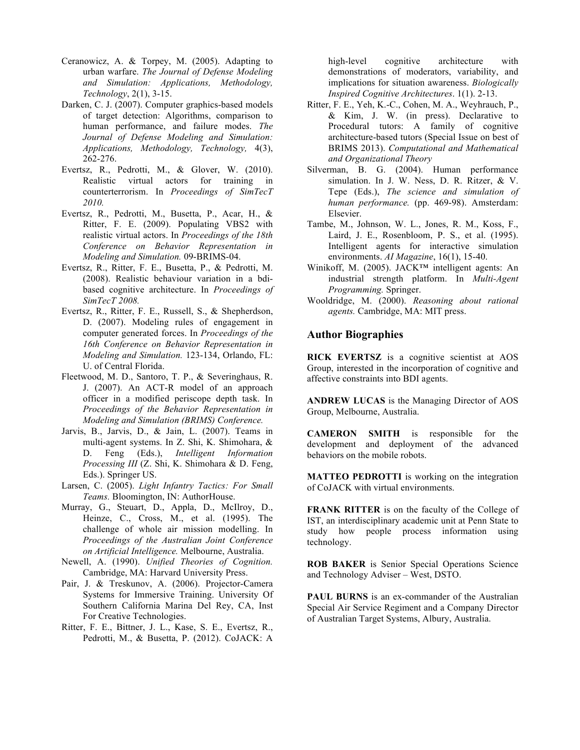Ceranowicz, A. & Torpey, M. (2005). Adapting to urban warfare. *The Journal of Defense Modeling and Simulation: Applications, Methodology, Technology*, 2(1), 3-15.

Darken, C. J. (2007). Computer graphics-based models of target detection: Algorithms, comparison to human performance, and failure modes. *The Journal of Defense Modeling and Simulation: Applications, Methodology, Technology,* 4(3), 262-276.

Evertsz, R., Pedrotti, M., & Glover, W. (2010). Realistic virtual actors for training in counterterrorism. In *Proceedings of SimTecT 2010.*

Evertsz, R., Pedrotti, M., Busetta, P., Acar, H., & Ritter, F. E. (2009). Populating VBS2 with realistic virtual actors. In *Proceedings of the 18th Conference on Behavior Representation in Modeling and Simulation.* 09-BRIMS-04.

Evertsz, R., Ritter, F. E., Busetta, P., & Pedrotti, M. (2008). Realistic behaviour variation in a bdi-based cognitive architecture. In *Proceedings of SimTecT 2008.*

Evertsz, R., Ritter, F. E., Russell, S., & Shepherdson, D. (2007). Modeling rules of engagement in computer generated forces. In *Proceedings of the 16th Conference on Behavior Representation in Modeling and Simulation.* 123-134, Orlando, FL: U. of Central Florida.

Fleetwood, M. D., Santoro, T. P., & Severinghaus, R. J. (2007). An ACT-R model of an approach officer in a modified periscope depth task. In *Proceedings of the Behavior Representation in Modeling and Simulation (BRIMS) Conference.*

Jarvis, B., Jarvis, D., & Jain, L. (2007). Teams in multi-agent systems. In Z. Shi, K. Shimohara, & D. Feng (Eds.), *Intelligent Information Processing III* (Z. Shi, K. Shimohara & D. Feng, Eds.). Springer US.

Larsen, C. (2005). *Light Infantry Tactics: For Small Teams.* Bloomington, IN: AuthorHouse.

Murray, G., Steuart, D., Appla, D., McIlroy, D., Heinze, C., Cross, M., et al. (1995). The challenge of whole air mission modelling. In *Proceedings of the Australian Joint Conference on Artificial Intelligence.* Melbourne, Australia.

Newell, A. (1990). *Unified Theories of Cognition.* Cambridge, MA: Harvard University Press.

Pair, J. & Treskunov, A. (2006). Projector-Camera Systems for Immersive Training. University Of Southern California Marina Del Rey, CA, Inst For Creative Technologies.

Ritter, F. E., Bittner, J. L., Kase, S. E., Evertsz, R., Pedrotti, M., & Busetta, P. (2012). CoJACK: A high-level cognitive architecture with demonstrations of moderators, variability, and implications for situation awareness. *Biologically Inspired Cognitive Architectures*. 1(1). 2-13.

Ritter, F. E., Yeh, K.-C., Cohen, M. A., Weyhrauch, P., & Kim, J. W. (in press). Declarative to Procedural tutors: A family of cognitive architecture-based tutors (Special Issue on best of BRIMS 2013). *Computational and Mathematical and Organizational Theory*

Silverman, B. G. (2004). Human performance simulation. In J. W. Ness, D. R. Ritzer, & V. Tepe (Eds.), *The science and simulation of human performance.* (pp. 469-98). Amsterdam: Elsevier.

Tambe, M., Johnson, W. L., Jones, R. M., Koss, F., Laird, J. E., Rosenbloom, P. S., et al. (1995). Intelligent agents for interactive simulation environments. *AI Magazine*, 16(1), 15-40.

Winikoff, M. (2005). JACK™ intelligent agents: An industrial strength platform. In *Multi-Agent Programming.* Springer.

Wooldridge, M. (2000). *Reasoning about rational agents.* Cambridge, MA: MIT press.

## Author Biographies

**RICK EVERTSZ** is a cognitive scientist at AOS Group, interested in the incorporation of cognitive and affective constraints into BDI agents.

**ANDREW LUCAS** is the Managing Director of AOS Group, Melbourne, Australia.

**CAMERON SMITH** is responsible for the development and deployment of the advanced behaviors on the mobile robots.

**MATTEO PEDROTTI** is working on the integration of CoJACK with virtual environments.

**FRANK RITTER** is on the faculty of the College of IST, an interdisciplinary academic unit at Penn State to study how people process information using technology.

**ROB BAKER** is Senior Special Operations Science and Technology Adviser – West, DSTO.

**PAUL BURNS** is an ex-commander of the Australian Special Air Service Regiment and a Company Director of Australian Target Systems, Albury, Australia.